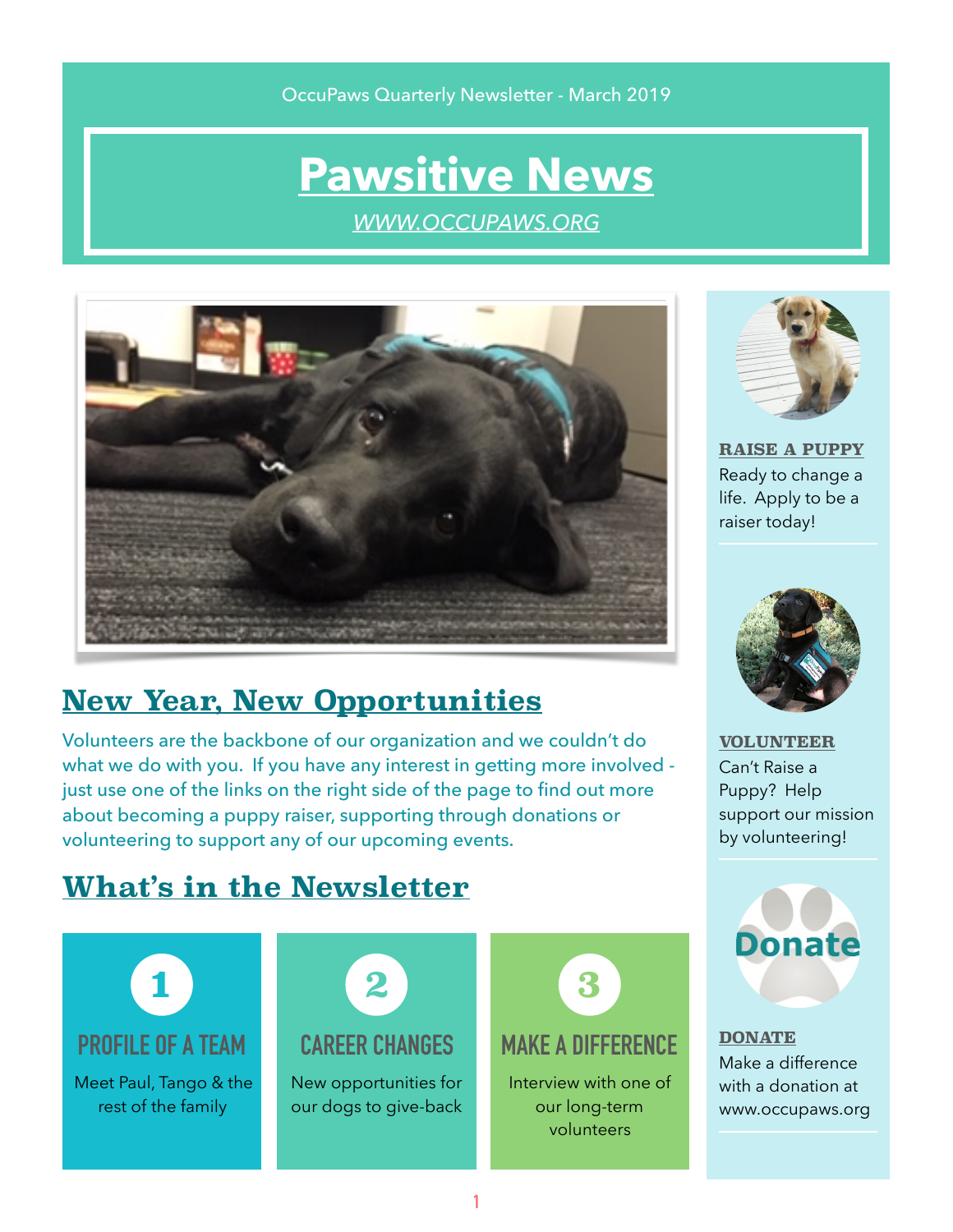OccuPaws Quarterly Newsletter - March 2019

# Pawsitive News

*WWW.OCCUPAWS.ORG*

## New Year, New Opportunities

Volunteers are the backbone of our organization and we couldn't do what we do with you. If you have any interest in getting more involved - just use one of the links on the right side of the page to find out more about becoming a puppy raiser, supporting through donations or volunteering to support any of our upcoming events.

## What's in the Newsletter

**1**

### PROFILE OF A TEAM

Meet Paul, Tango & the rest of the family

**2**

### CAREER CHANGES

New opportunities for our dogs to give-back

**3**

### MAKE A DIFFERENCE

Interview with one of our long-term volunteers

---

**RAISE A PUPPY**

Ready to change a life. Apply to be a raiser today!

**VOLUNTEER**

Can't Raise a Puppy? Help support our mission by volunteering!

Donate

**DONATE**

Make a difference with a donation at www.occupaws.org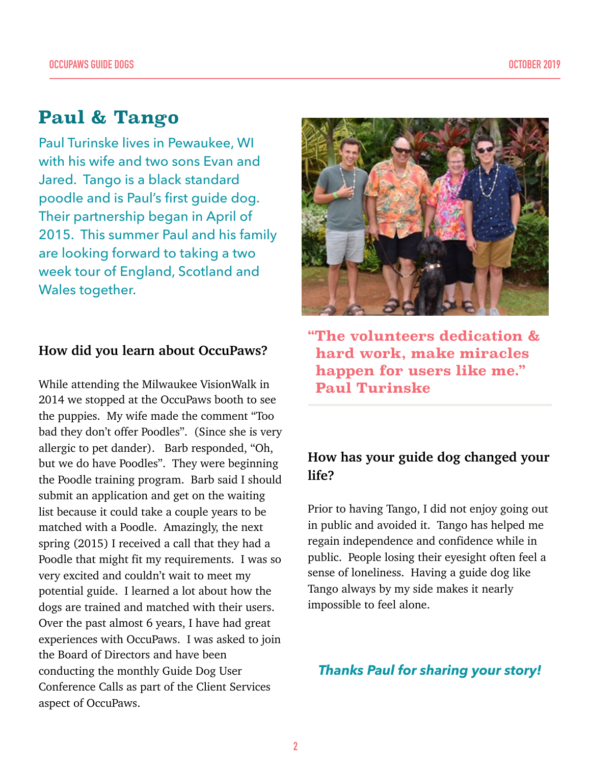# Paul & Tango

Paul Turinske lives in Pewaukee, WI with his wife and two sons Evan and Jared. Tango is a black standard poodle and is Paul's first guide dog. Their partnership began in April of 2015. This summer Paul and his family are looking forward to taking a two week tour of England, Scotland and Wales together.

### How did you learn about OccuPaws?

While attending the Milwaukee VisionWalk in 2014 we stopped at the OccuPaws booth to see the puppies. My wife made the comment "Too bad they don't offer Poodles". (Since she is very allergic to pet dander). Barb responded, "Oh, but we do have Poodles". They were beginning the Poodle training program. Barb said I should submit an application and get on the waiting list because it could take a couple years to be matched with a Poodle. Amazingly, the next spring (2015) I received a call that they had a Poodle that might fit my requirements. I was so very excited and couldn't wait to meet my potential guide. I learned a lot about how the dogs are trained and matched with their users. Over the past almost 6 years, I have had great experiences with OccuPaws. I was asked to join the Board of Directors and have been conducting the monthly Guide Dog User Conference Calls as part of the Client Services aspect of OccuPaws.

**"The volunteers dedication & hard work, make miracles happen for users like me." Paul Turinske**

### How has your guide dog changed your life?

Prior to having Tango, I did not enjoy going out in public and avoided it. Tango has helped me regain independence and confidence while in public. People losing their eyesight often feel a sense of loneliness. Having a guide dog like Tango always by my side makes it nearly impossible to feel alone.

***Thanks Paul for sharing your story!***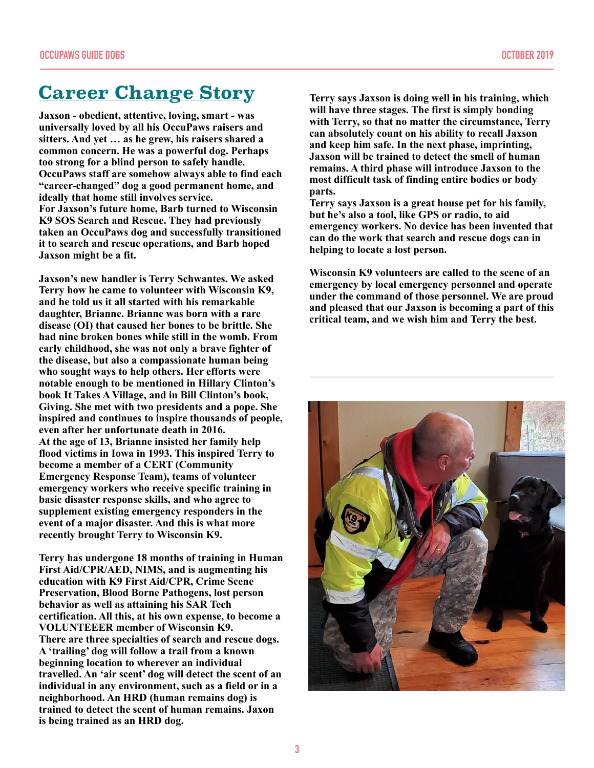# Career Change Story

**Jaxson - obedient, attentive, loving, smart - was universally loved by all his OccuPaws raisers and sitters. And yet … as he grew, his raisers shared a common concern. He was a powerful dog. Perhaps too strong for a blind person to safely handle. OccuPaws staff are somehow always able to find each "career-changed" dog a good permanent home, and ideally that home still involves service.**

**For Jaxson's future home, Barb turned to Wisconsin K9 SOS Search and Rescue. They had previously taken an OccuPaws dog and successfully transitioned it to search and rescue operations, and Barb hoped Jaxson might be a fit.**

**Jaxson's new handler is Terry Schwantes. We asked Terry how he came to volunteer with Wisconsin K9, and he told us it all started with his remarkable daughter, Brianne. Brianne was born with a rare disease (OI) that caused her bones to be brittle. She had nine broken bones while still in the womb. From early childhood, she was not only a brave fighter of the disease, but also a compassionate human being who sought ways to help others. Her efforts were notable enough to be mentioned in Hillary Clinton's book It Takes A Village, and in Bill Clinton's book, Giving. She met with two presidents and a pope. She inspired and continues to inspire thousands of people, even after her unfortunate death in 2016.**

**At the age of 13, Brianne insisted her family help flood victims in Iowa in 1993. This inspired Terry to become a member of a CERT (Community Emergency Response Team), teams of volunteer emergency workers who receive specific training in basic disaster response skills, and who agree to supplement existing emergency responders in the event of a major disaster. And this is what more recently brought Terry to Wisconsin K9.**

**Terry has undergone 18 months of training in Human First Aid/CPR/AED, NIMS, and is augmenting his education with K9 First Aid/CPR, Crime Scene Preservation, Blood Borne Pathogens, lost person behavior as well as attaining his SAR Tech certification. All this, at his own expense, to become a VOLUNTEEER member of Wisconsin K9.**

**There are three specialties of search and rescue dogs. A 'trailing' dog will follow a trail from a known beginning location to wherever an individual travelled. An 'air scent' dog will detect the scent of an individual in any environment, such as a field or in a neighborhood. An HRD (human remains dog) is trained to detect the scent of human remains. Jaxon is being trained as an HRD dog.**

**Terry says Jaxson is doing well in his training, which will have three stages. The first is simply bonding with Terry, so that no matter the circumstance, Terry can absolutely count on his ability to recall Jaxson and keep him safe. In the next phase, imprinting, Jaxson will be trained to detect the smell of human remains. A third phase will introduce Jaxson to the most difficult task of finding entire bodies or body parts.**

**Terry says Jaxson is a great house pet for his family, but he's also a tool, like GPS or radio, to aid emergency workers. No device has been invented that can do the work that search and rescue dogs can in helping to locate a lost person.**

**Wisconsin K9 volunteers are called to the scene of an emergency by local emergency personnel and operate under the command of those personnel. We are proud and pleased that our Jaxson is becoming a part of this critical team, and we wish him and Terry the best.**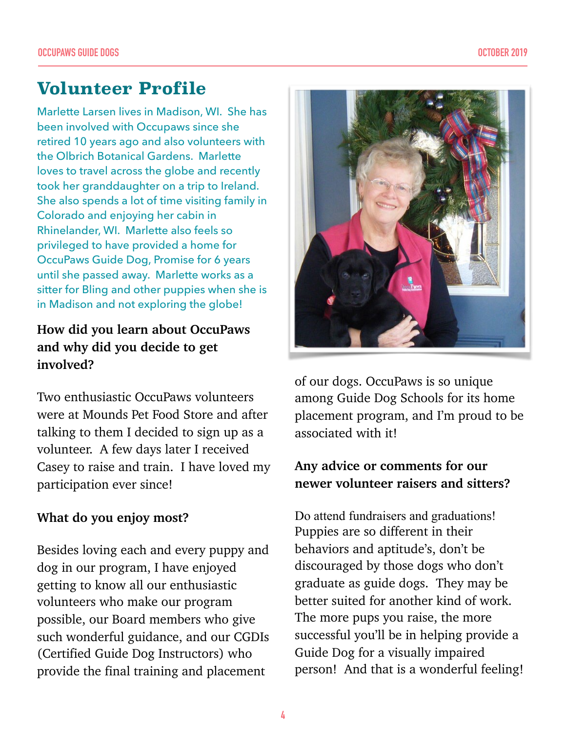# Volunteer Profile

Marlette Larsen lives in Madison, WI. She has been involved with Occupaws since she retired 10 years ago and also volunteers with the Olbrich Botanical Gardens. Marlette loves to travel across the globe and recently took her granddaughter on a trip to Ireland. She also spends a lot of time visiting family in Colorado and enjoying her cabin in Rhinelander, WI. Marlette also feels so privileged to have provided a home for OccuPaws Guide Dog, Promise for 6 years until she passed away. Marlette works as a sitter for Bling and other puppies when she is in Madison and not exploring the globe!

**How did you learn about OccuPaws and why did you decide to get involved?**

Two enthusiastic OccuPaws volunteers were at Mounds Pet Food Store and after talking to them I decided to sign up as a volunteer. A few days later I received Casey to raise and train. I have loved my participation ever since!

**What do you enjoy most?**

Besides loving each and every puppy and dog in our program, I have enjoyed getting to know all our enthusiastic volunteers who make our program possible, our Board members who give such wonderful guidance, and our CGDIs (Certified Guide Dog Instructors) who provide the final training and placement of our dogs. OccuPaws is so unique among Guide Dog Schools for its home placement program, and I'm proud to be associated with it!

**Any advice or comments for our newer volunteer raisers and sitters?**

Do attend fundraisers and graduations! Puppies are so different in their behaviors and aptitude's, don't be discouraged by those dogs who don't graduate as guide dogs. They may be better suited for another kind of work. The more pups you raise, the more successful you'll be in helping provide a Guide Dog for a visually impaired person! And that is a wonderful feeling!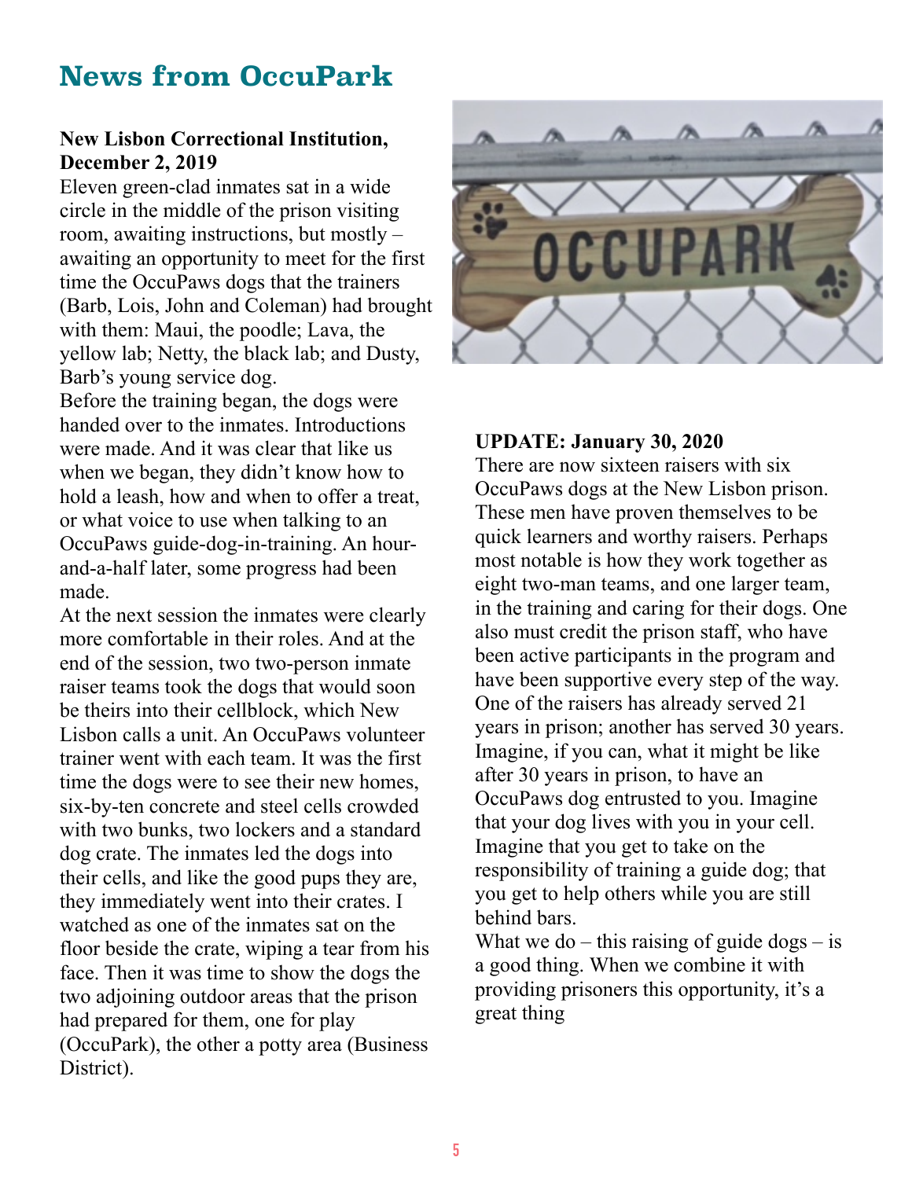# News from OccuPark

**New Lisbon Correctional Institution, December 2, 2019**

Eleven green-clad inmates sat in a wide circle in the middle of the prison visiting room, awaiting instructions, but mostly – awaiting an opportunity to meet for the first time the OccuPaws dogs that the trainers (Barb, Lois, John and Coleman) had brought with them: Maui, the poodle; Lava, the yellow lab; Netty, the black lab; and Dusty, Barb's young service dog.

Before the training began, the dogs were handed over to the inmates. Introductions were made. And it was clear that like us when we began, they didn't know how to hold a leash, how and when to offer a treat, or what voice to use when talking to an OccuPaws guide-dog-in-training. An hour-and-a-half later, some progress had been made.

At the next session the inmates were clearly more comfortable in their roles. And at the end of the session, two two-person inmate raiser teams took the dogs that would soon be theirs into their cellblock, which New Lisbon calls a unit. An OccuPaws volunteer trainer went with each team. It was the first time the dogs were to see their new homes, six-by-ten concrete and steel cells crowded with two bunks, two lockers and a standard dog crate. The inmates led the dogs into their cells, and like the good pups they are, they immediately went into their crates. I watched as one of the inmates sat on the floor beside the crate, wiping a tear from his face. Then it was time to show the dogs the two adjoining outdoor areas that the prison had prepared for them, one for play (OccuPark), the other a potty area (Business District).

**UPDATE: January 30, 2020**

There are now sixteen raisers with six OccuPaws dogs at the New Lisbon prison. These men have proven themselves to be quick learners and worthy raisers. Perhaps most notable is how they work together as eight two-man teams, and one larger team, in the training and caring for their dogs. One also must credit the prison staff, who have been active participants in the program and have been supportive every step of the way. One of the raisers has already served 21 years in prison; another has served 30 years. Imagine, if you can, what it might be like after 30 years in prison, to have an OccuPaws dog entrusted to you. Imagine that your dog lives with you in your cell. Imagine that you get to take on the responsibility of training a guide dog; that you get to help others while you are still behind bars.

What we do – this raising of guide dogs – is a good thing. When we combine it with providing prisoners this opportunity, it's a great thing